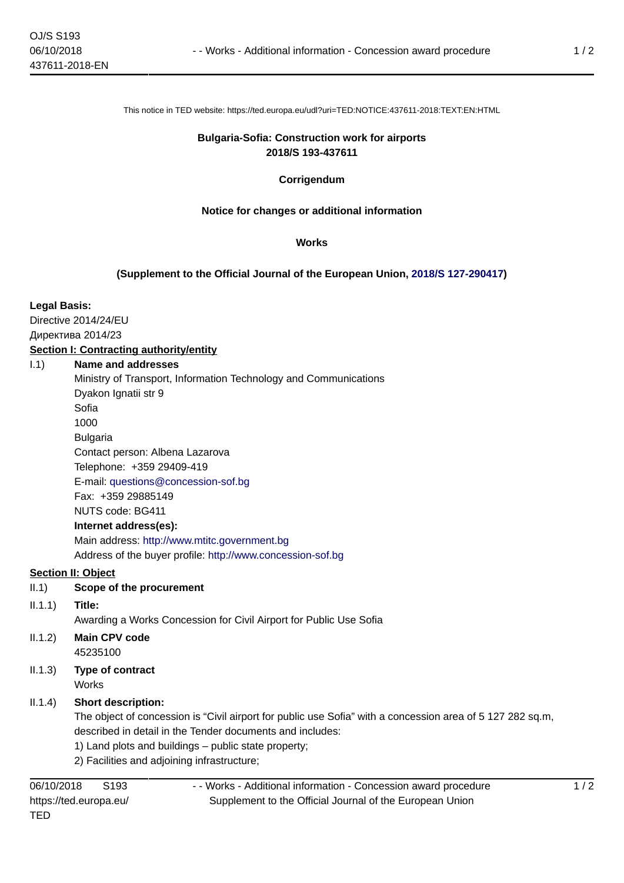This notice in TED website: https://ted.europa.eu/udl?uri=TED:NOTICE:437611-2018:TEXT:EN:HTML

**Bulgaria-Sofia: Construction work for airports**
**2018/S 193-437611**

**Corrigendum**

**Notice for changes or additional information**

**Works**

**(Supplement to the Official Journal of the European Union, 2018/S 127-290417)**

**Legal Basis:**

Directive 2014/24/EU

Директива 2014/23

**Section I: Contracting authority/entity**

I.1) **Name and addresses**

Ministry of Transport, Information Technology and Communications
Dyakon Ignatii str 9
Sofia
1000
Bulgaria
Contact person: Albena Lazarova
Telephone: +359 29409-419
E-mail: questions@concession-sof.bg
Fax: +359 29885149
NUTS code: BG411

**Internet address(es):**

Main address: http://www.mtitc.government.bg
Address of the buyer profile: http://www.concession-sof.bg

**Section II: Object**

II.1) **Scope of the procurement**

II.1.1) **Title:**

Awarding a Works Concession for Civil Airport for Public Use Sofia

II.1.2) **Main CPV code**

45235100

II.1.3) **Type of contract**

Works

II.1.4) **Short description:**

The object of concession is “Civil airport for public use Sofia” with a concession area of 5 127 282 sq.m, described in detail in the Tender documents and includes:

1) Land plots and buildings – public state property;
2) Facilities and adjoining infrastructure;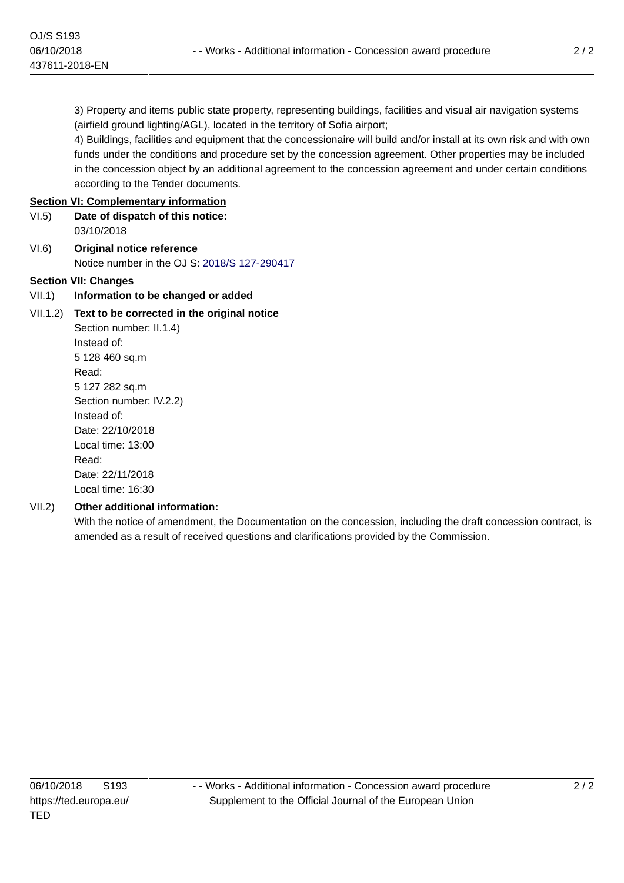3) Property and items public state property, representing buildings, facilities and visual air navigation systems (airfield ground lighting/AGL), located in the territory of Sofia airport;

4) Buildings, facilities and equipment that the concessionaire will build and/or install at its own risk and with own funds under the conditions and procedure set by the concession agreement. Other properties may be included in the concession object by an additional agreement to the concession agreement and under certain conditions according to the Tender documents.

## Section VI: Complementary information

VI.5) **Date of dispatch of this notice:**

03/10/2018

VI.6) **Original notice reference**

Notice number in the OJ S: 2018/S 127-290417

## Section VII: Changes

VII.1) **Information to be changed or added**

VII.1.2) **Text to be corrected in the original notice**

Section number: II.1.4)

Instead of:

5 128 460 sq.m

Read:

5 127 282 sq.m

Section number: IV.2.2)

Instead of:

Date: 22/10/2018

Local time: 13:00

Read:

Date: 22/11/2018

Local time: 16:30

VII.2) **Other additional information:**

With the notice of amendment, the Documentation on the concession, including the draft concession contract, is amended as a result of received questions and clarifications provided by the Commission.